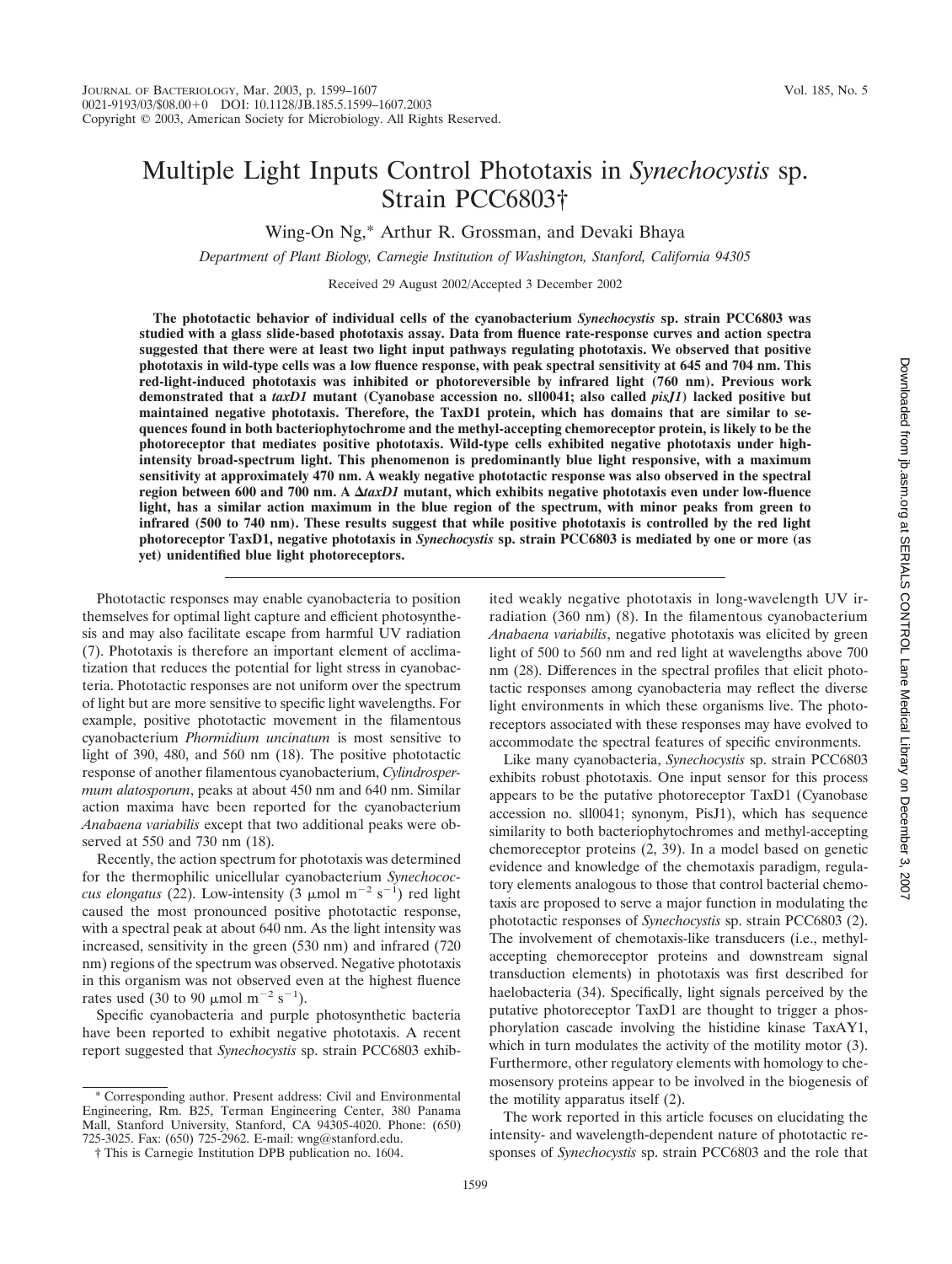# Multiple Light Inputs Control Phototaxis in *Synechocystis* sp. Strain PCC6803†

Wing-On Ng,* Arthur R. Grossman, and Devaki Bhaya

*Department of Plant Biology, Carnegie Institution of Washington, Stanford, California 94305*

Received 29 August 2002/Accepted 3 December 2002

**The phototactic behavior of individual cells of the cyanobacterium *Synechocystis* sp. strain PCC6803 was studied with a glass slide-based phototaxis assay. Data from fluence rate-response curves and action spectra suggested that there were at least two light input pathways regulating phototaxis. We observed that positive phototaxis in wild-type cells was a low fluence response, with peak spectral sensitivity at 645 and 704 nm. This red-light-induced phototaxis was inhibited or photoreversible by infrared light (760 nm). Previous work demonstrated that a *taxD1* mutant (Cyanobase accession no. sll0041; also called *pisJ1*) lacked positive but maintained negative phototaxis. Therefore, the TaxD1 protein, which has domains that are similar to sequences found in both bacteriophytochrome and the methyl-accepting chemoreceptor protein, is likely to be the photoreceptor that mediates positive phototaxis. Wild-type cells exhibited negative phototaxis under high-intensity broad-spectrum light. This phenomenon is predominantly blue light responsive, with a maximum sensitivity at approximately 470 nm. A weakly negative phototactic response was also observed in the spectral region between 600 and 700 nm. A Δ*taxD1* mutant, which exhibits negative phototaxis even under low-fluence light, has a similar action maximum in the blue region of the spectrum, with minor peaks from green to infrared (500 to 740 nm). These results suggest that while positive phototaxis is controlled by the red light photoreceptor TaxD1, negative phototaxis in *Synechocystis* sp. strain PCC6803 is mediated by one or more (as yet) unidentified blue light photoreceptors.**

Phototactic responses may enable cyanobacteria to position themselves for optimal light capture and efficient photosynthesis and may also facilitate escape from harmful UV radiation (7). Phototaxis is therefore an important element of acclimatization that reduces the potential for light stress in cyanobacteria. Phototactic responses are not uniform over the spectrum of light but are more sensitive to specific light wavelengths. For example, positive phototactic movement in the filamentous cyanobacterium *Phormidium uncinatum* is most sensitive to light of 390, 480, and 560 nm (18). The positive phototactic response of another filamentous cyanobacterium, *Cylindrospermum alatosporum*, peaks at about 450 nm and 640 nm. Similar action maxima have been reported for the cyanobacterium *Anabaena variabilis* except that two additional peaks were observed at 550 and 730 nm (18).

Recently, the action spectrum for phototaxis was determined for the thermophilic unicellular cyanobacterium *Synechococcus elongatus* (22). Low-intensity (3 $\mu$mol $m^{-2}$ $s^{-1}$) red light caused the most pronounced positive phototactic response, with a spectral peak at about 640 nm. As the light intensity was increased, sensitivity in the green (530 nm) and infrared (720 nm) regions of the spectrum was observed. Negative phototaxis in this organism was not observed even at the highest fluence rates used (30 to 90 $\mu$mol $m^{-2}$ $s^{-1}$).

Specific cyanobacteria and purple photosynthetic bacteria have been reported to exhibit negative phototaxis. A recent report suggested that *Synechocystis* sp. strain PCC6803 exhibited weakly negative phototaxis in long-wavelength UV irradiation (360 nm) (8). In the filamentous cyanobacterium *Anabaena variabilis*, negative phototaxis was elicited by green light of 500 to 560 nm and red light at wavelengths above 700 nm (28). Differences in the spectral profiles that elicit phototactic responses among cyanobacteria may reflect the diverse light environments in which these organisms live. The photoreceptors associated with these responses may have evolved to accommodate the spectral features of specific environments.

Like many cyanobacteria, *Synechocystis* sp. strain PCC6803 exhibits robust phototaxis. One input sensor for this process appears to be the putative photoreceptor TaxD1 (Cyanobase accession no. sll0041; synonym, PisJ1), which has sequence similarity to both bacteriophytochromes and methyl-accepting chemoreceptor proteins (2, 39). In a model based on genetic evidence and knowledge of the chemotaxis paradigm, regulatory elements analogous to those that control bacterial chemotaxis are proposed to serve a major function in modulating the phototactic responses of *Synechocystis* sp. strain PCC6803 (2). The involvement of chemotaxis-like transducers (i.e., methyl-accepting chemoreceptor proteins and downstream signal transduction elements) in phototaxis was first described for haelobacteria (34). Specifically, light signals perceived by the putative photoreceptor TaxD1 are thought to trigger a phosphorylation cascade involving the histidine kinase TaxAY1, which in turn modulates the activity of the motility motor (3). Furthermore, other regulatory elements with homology to chemosensory proteins appear to be involved in the biogenesis of the motility apparatus itself (2).

The work reported in this article focuses on elucidating the intensity- and wavelength-dependent nature of phototactic responses of *Synechocystis* sp. strain PCC6803 and the role that

---

\* Corresponding author. Present address: Civil and Environmental Engineering, Rm. B25, Terman Engineering Center, 380 Panama Mall, Stanford University, Stanford, CA 94305-4020. Phone: (650) 725-3025. Fax: (650) 725-2962. E-mail: wng@stanford.edu.

† This is Carnegie Institution DPB publication no. 1604.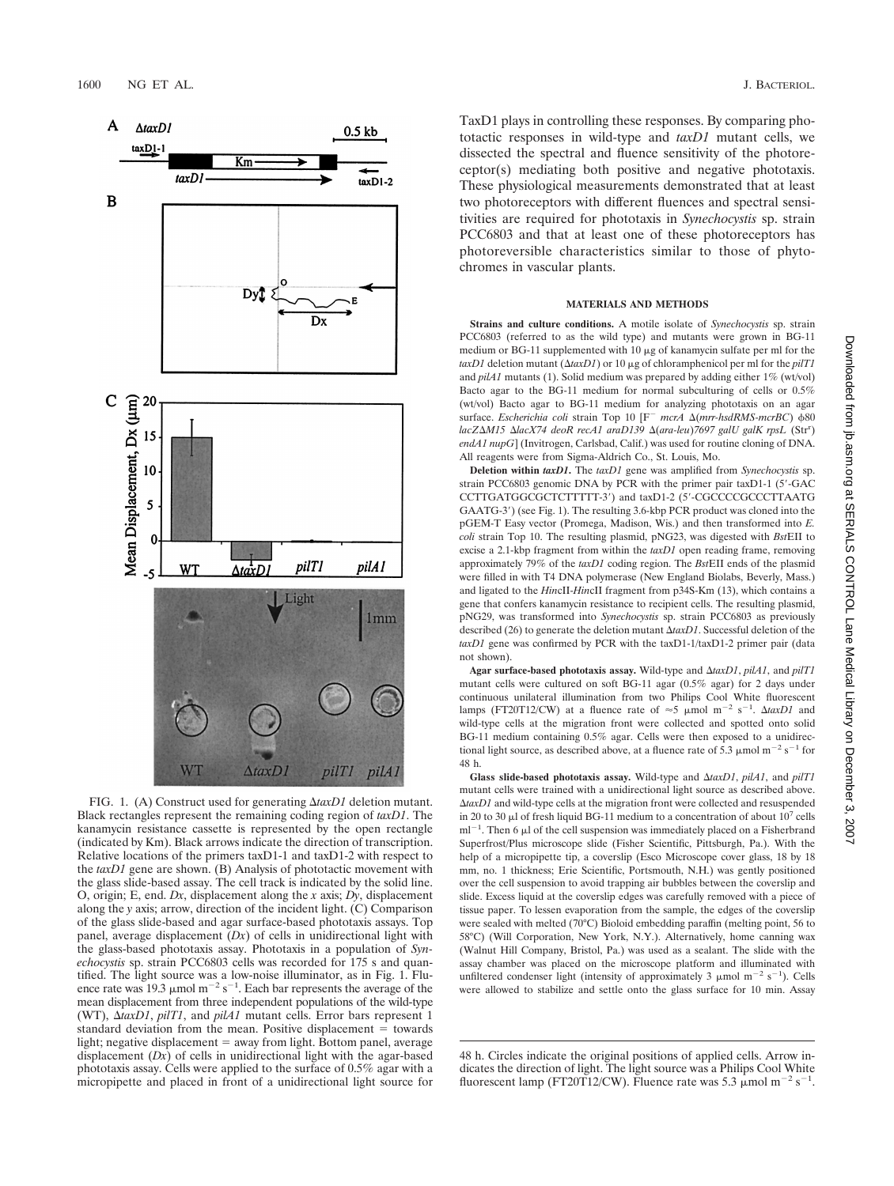FIG. 1. (A) Construct used for generating Δ*taxD1* deletion mutant. Black rectangles represent the remaining coding region of *taxD1*. The kanamycin resistance cassette is represented by the open rectangle (indicated by Km). Black arrows indicate the direction of transcription. Relative locations of the primers taxD1-1 and taxD1-2 with respect to the *taxD1* gene are shown. (B) Analysis of phototactic movement with the glass slide-based assay. The cell track is indicated by the solid line. O, origin; E, end. *Dx*, displacement along the *x* axis; *Dy*, displacement along the *y* axis; arrow, direction of the incident light. (C) Comparison of the glass slide-based and agar surface-based phototaxis assays. Top panel, average displacement (*Dx*) of cells in unidirectional light with the glass-based phototaxis assay. Phototaxis in a population of *Synechocystis* sp. strain PCC6803 cells was recorded for 175 s and quantified. The light source was a low-noise illuminator, as in Fig. 1. Fluence rate was 19.3 μmol $m^{-2}$ $s^{-1}$. Each bar represents the average of the mean displacement from three independent populations of the wild-type (WT), Δ*taxD1*, *pilT1*, and *pilA1* mutant cells. Error bars represent 1 standard deviation from the mean. Positive displacement = towards light; negative displacement = away from light. Bottom panel, average displacement (*Dx*) of cells in unidirectional light with the agar-based phototaxis assay. Cells were applied to the surface of 0.5% agar with a micropipette and placed in front of a unidirectional light source for 48 h. Circles indicate the original positions of applied cells. Arrow indicates the direction of light. The light source was a Philips Cool White fluorescent lamp (FT20T12/CW). Fluence rate was 5.3 μmol $m^{-2}$ $s^{-1}$.

TaxD1 plays in controlling these responses. By comparing phototactic responses in wild-type and *taxD1* mutant cells, we dissected the spectral and fluence sensitivity of the photoreceptor(s) mediating both positive and negative phototaxis. These physiological measurements demonstrated that at least two photoreceptors with different fluences and spectral sensitivities are required for phototaxis in *Synechocystis* sp. strain PCC6803 and that at least one of these photoreceptors has photoreversible characteristics similar to those of phytochromes in vascular plants.

## MATERIALS AND METHODS

**Strains and culture conditions.** A motile isolate of *Synechocystis* sp. strain PCC6803 (referred to as the wild type) and mutants were grown in BG-11 medium or BG-11 supplemented with 10 μg of kanamycin sulfate per ml for the *taxD1* deletion mutant (Δ*taxD1*) or 10 μg of chloramphenicol per ml for the *pilT1* and *pilA1* mutants (1). Solid medium was prepared by adding either 1% (wt/vol) Bacto agar to the BG-11 medium for normal subculturing of cells or 0.5% (wt/vol) Bacto agar to BG-11 medium for analyzing phototaxis on an agar surface. *Escherichia coli* strain Top 10 [F⁻ *mcrA* Δ(*mrr-hsdRMS-mcrBC*) φ80 *lacZ*Δ*M15* Δ*lacX74 deoR recA1 araD139* Δ(*ara-leu*)*7697 galU galK rpsL* (Str$^r$) *endA1 nupG*] (Invitrogen, Carlsbad, Calif.) was used for routine cloning of DNA. All reagents were from Sigma-Aldrich Co., St. Louis, Mo.

**Deletion within *taxD1*.** The *taxD1* gene was amplified from *Synechocystis* sp. strain PCC6803 genomic DNA by PCR with the primer pair taxD1-1 (5′-GACCCTTGATGGCGCTCTTTTT-3′) and taxD1-2 (5′-CGCCCCGCCCTTAATGGAATG-3′) (see Fig. 1). The resulting 3.6-kbp PCR product was cloned into the pGEM-T Easy vector (Promega, Madison, Wis.) and then transformed into *E. coli* strain Top 10. The resulting plasmid, pNG23, was digested with *Bst*EII to excise a 2.1-kbp fragment from within the *taxD1* open reading frame, removing approximately 79% of the *taxD1* coding region. The *Bst*EII ends of the plasmid were filled in with T4 DNA polymerase (New England Biolabs, Beverly, Mass.) and ligated to the *Hin*cII-*Hin*cII fragment from p34S-Km (13), which contains a gene that confers kanamycin resistance to recipient cells. The resulting plasmid, pNG29, was transformed into *Synechocystis* sp. strain PCC6803 as previously described (26) to generate the deletion mutant Δ*taxD1*. Successful deletion of the *taxD1* gene was confirmed by PCR with the taxD1-1/taxD1-2 primer pair (data not shown).

**Agar surface-based phototaxis assay.** Wild-type and Δ*taxD1*, *pilA1*, and *pilT1* mutant cells were cultured on soft BG-11 agar (0.5% agar) for 2 days under continuous unilateral illumination from two Philips Cool White fluorescent lamps (FT20T12/CW) at a fluence rate of ≈5 μmol $m^{-2}$ $s^{-1}$. Δ*taxD1* and wild-type cells at the migration front were collected and spotted onto solid BG-11 medium containing 0.5% agar. Cells were then exposed to a unidirectional light source, as described above, at a fluence rate of 5.3 μmol $m^{-2}$ $s^{-1}$ for 48 h.

**Glass slide-based phototaxis assay.** Wild-type and Δ*taxD1*, *pilA1*, and *pilT1* mutant cells were trained with a unidirectional light source as described above. Δ*taxD1* and wild-type cells at the migration front were collected and resuspended in 20 to 30 μl of fresh liquid BG-11 medium to a concentration of about $10^7$ cells $ml^{-1}$. Then 6 μl of the cell suspension was immediately placed on a Fisherbrand Superfrost/Plus microscope slide (Fisher Scientific, Pittsburgh, Pa.). With the help of a micropipette tip, a coverslip (Esco Microscope cover glass, 18 by 18 mm, no. 1 thickness; Erie Scientific, Portsmouth, N.H.) was gently positioned over the cell suspension to avoid trapping air bubbles between the coverslip and slide. Excess liquid at the coverslip edges was carefully removed with a piece of tissue paper. To lessen evaporation from the sample, the edges of the coverslip were sealed with melted (70°C) Bioloid embedding paraffin (melting point, 56 to 58°C) (Will Corporation, New York, N.Y.). Alternatively, home canning wax (Walnut Hill Company, Bristol, Pa.) was used as a sealant. The slide with the assay chamber was placed on the microscope platform and illuminated with unfiltered condenser light (intensity of approximately 3 μmol $m^{-2}$ $s^{-1}$). Cells were allowed to stabilize and settle onto the glass surface for 10 min. Assay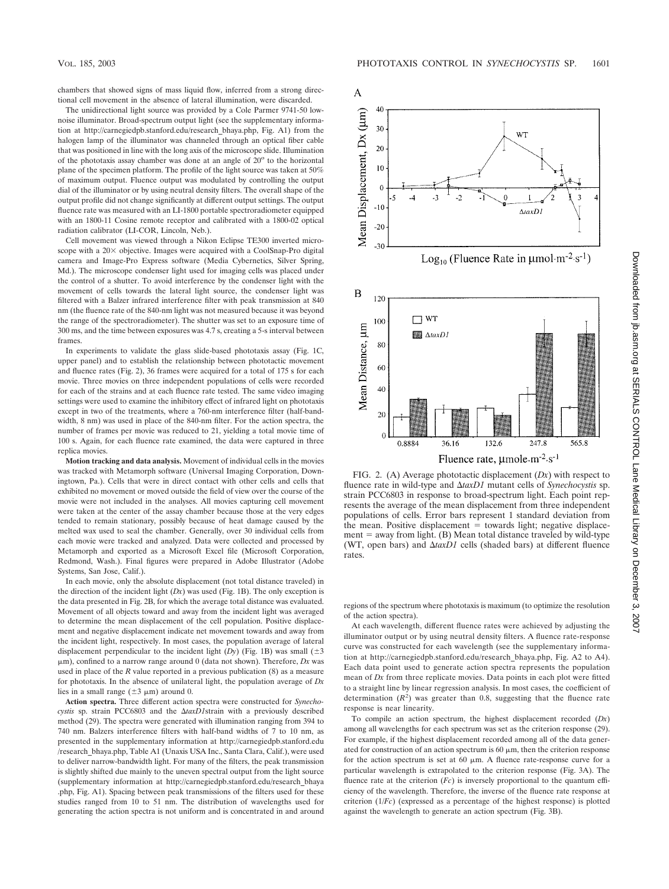chambers that showed signs of mass liquid flow, inferred from a strong directional cell movement in the absence of lateral illumination, were discarded.

The unidirectional light source was provided by a Cole Parmer 9741-50 low-noise illuminator. Broad-spectrum output light (see the supplementary information at http://carnegiedpb.stanford.edu/research_bhaya.php, Fig. A1) from the halogen lamp of the illuminator was channeled through an optical fiber cable that was positioned in line with the long axis of the microscope slide. Illumination of the phototaxis assay chamber was done at an angle of 20° to the horizontal plane of the specimen platform. The profile of the light source was taken at 50% of maximum output. Fluence output was modulated by controlling the output dial of the illuminator or by using neutral density filters. The overall shape of the output profile did not change significantly at different output settings. The output fluence rate was measured with an LI-1800 portable spectroradiometer equipped with an 1800-11 Cosine remote receptor and calibrated with a 1800-02 optical radiation calibrator (LI-COR, Lincoln, Neb.).

Cell movement was viewed through a Nikon Eclipse TE300 inverted microscope with a 20× objective. Images were acquired with a CoolSnap-Pro digital camera and Image-Pro Express software (Media Cybernetics, Silver Spring, Md.). The microscope condenser light used for imaging cells was placed under the control of a shutter. To avoid interference by the condenser light with the movement of cells towards the lateral light source, the condenser light was filtered with a Balzer infrared interference filter with peak transmission at 840 nm (the fluence rate of the 840-nm light was not measured because it was beyond the range of the spectroradiometer). The shutter was set to an exposure time of 300 ms, and the time between exposures was 4.7 s, creating a 5-s interval between frames.

In experiments to validate the glass slide-based phototaxis assay (Fig. 1C, upper panel) and to establish the relationship between phototactic movement and fluence rates (Fig. 2), 36 frames were acquired for a total of 175 s for each movie. Three movies on three independent populations of cells were recorded for each of the strains and at each fluence rate tested. The same video imaging settings were used to examine the inhibitory effect of infrared light on phototaxis except in two of the treatments, where a 760-nm interference filter (half-bandwidth, 8 nm) was used in place of the 840-nm filter. For the action spectra, the number of frames per movie was reduced to 21, yielding a total movie time of 100 s. Again, for each fluence rate examined, the data were captured in three replica movies.

**Motion tracking and data analysis.** Movement of individual cells in the movies was tracked with Metamorph software (Universal Imaging Corporation, Downingtown, Pa.). Cells that were in direct contact with other cells and cells that exhibited no movement or moved outside the field of view over the course of the movie were not included in the analyses. All movies capturing cell movement were taken at the center of the assay chamber because those at the very edges tended to remain stationary, possibly because of heat damage caused by the melted wax used to seal the chamber. Generally, over 30 individual cells from each movie were tracked and analyzed. Data were collected and processed by Metamorph and exported as a Microsoft Excel file (Microsoft Corporation, Redmond, Wash.). Final figures were prepared in Adobe Illustrator (Adobe Systems, San Jose, Calif.).

In each movie, only the absolute displacement (not total distance traveled) in the direction of the incident light ($Dx$) was used (Fig. 1B). The only exception is the data presented in Fig. 2B, for which the average total distance was evaluated. Movement of all objects toward and away from the incident light was averaged to determine the mean displacement of the cell population. Positive displacement and negative displacement indicate net movement towards and away from the incident light, respectively. In most cases, the population average of lateral displacement perpendicular to the incident light ($Dy$) (Fig. 1B) was small ($\pm 3$ μm), confined to a narrow range around 0 (data not shown). Therefore, $Dx$ was used in place of the $R$ value reported in a previous publication (8) as a measure for phototaxis. In the absence of unilateral light, the population average of $Dx$ lies in a small range ($\pm 3$ μm) around 0.

**Action spectra.** Three different action spectra were constructed for *Synechocystis* sp. strain PCC6803 and the Δ*taxD1*strain with a previously described method (29). The spectra were generated with illumination ranging from 394 to 740 nm. Balzers interference filters with half-band widths of 7 to 10 nm, as presented in the supplementary information at http://carnegiedpb.stanford.edu/research_bhaya.php, Table A1 (Unaxis USA Inc., Santa Clara, Calif.), were used to deliver narrow-bandwidth light. For many of the filters, the peak transmission is slightly shifted due mainly to the uneven spectral output from the light source (supplementary information at http://carnegiedpb.stanford.edu/research_bhaya.php, Fig. A1). Spacing between peak transmissions of the filters used for these studies ranged from 10 to 51 nm. The distribution of wavelengths used for generating the action spectra is not uniform and is concentrated in and around regions of the spectrum where phototaxis is maximum (to optimize the resolution of the action spectra).

At each wavelength, different fluence rates were achieved by adjusting the illuminator output or by using neutral density filters. A fluence rate-response curve was constructed for each wavelength (see the supplementary information at http://carnegiedpb.stanford.edu/research_bhaya.php, Fig. A2 to A4). Each data point used to generate action spectra represents the population mean of $Dx$ from three replicate movies. Data points in each plot were fitted to a straight line by linear regression analysis. In most cases, the coefficient of determination ($R^2$) was greater than 0.8, suggesting that the fluence rate response is near linearity.

To compile an action spectrum, the highest displacement recorded ($Dx$) among all wavelengths for each spectrum was set as the criterion response (29). For example, if the highest displacement recorded among all of the data generated for construction of an action spectrum is 60 μm, then the criterion response for the action spectrum is set at 60 μm. A fluence rate-response curve for a particular wavelength is extrapolated to the criterion response (Fig. 3A). The fluence rate at the criterion ($Fc$) is inversely proportional to the quantum efficiency of the wavelength. Therefore, the inverse of the fluence rate response at criterion ($1/Fc$) (expressed as a percentage of the highest response) is plotted against the wavelength to generate an action spectrum (Fig. 3B).

FIG. 2. (A) Average phototactic displacement ($Dx$) with respect to fluence rate in wild-type and Δ*taxD1* mutant cells of *Synechocystis* sp. strain PCC6803 in response to broad-spectrum light. Each point represents the average of the mean displacement from three independent populations of cells. Error bars represent 1 standard deviation from the mean. Positive displacement = towards light; negative displacement = away from light. (B) Mean total distance traveled by wild-type (WT, open bars) and Δ*taxD1* cells (shaded bars) at different fluence rates.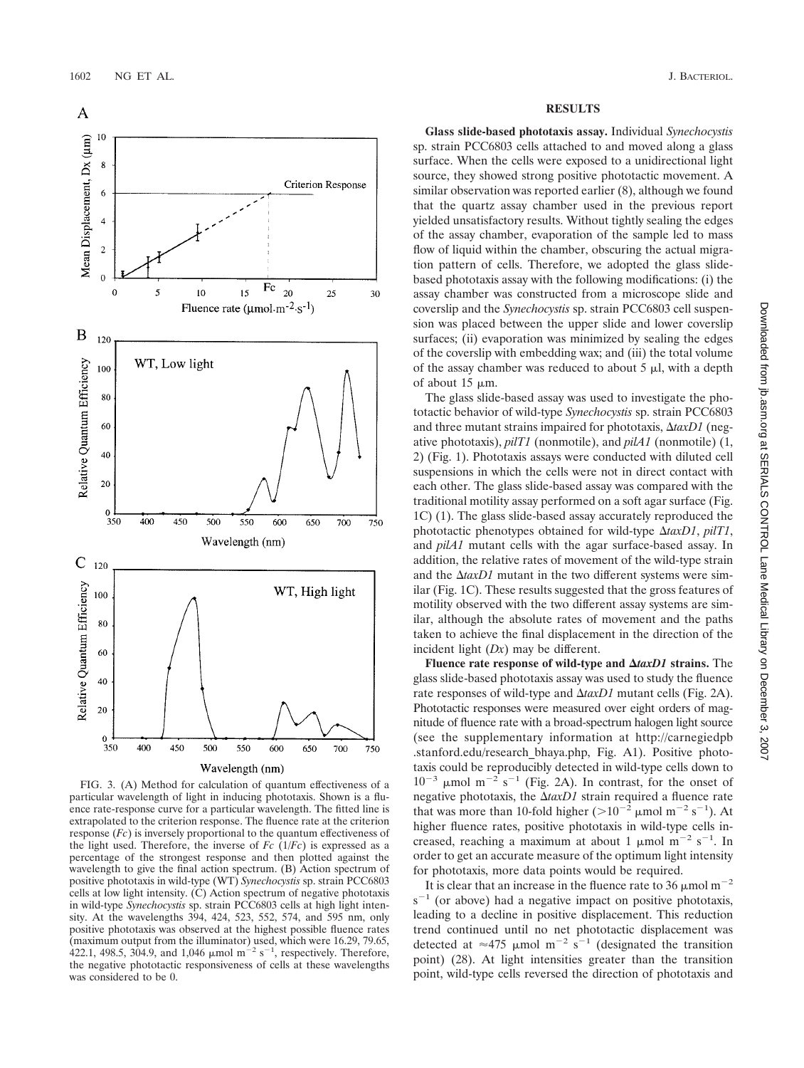FIG. 3. (A) Method for calculation of quantum effectiveness of a particular wavelength of light in inducing phototaxis. Shown is a fluence rate-response curve for a particular wavelength. The fitted line is extrapolated to the criterion response. The fluence rate at the criterion response ($Fc$) is inversely proportional to the quantum effectiveness of the light used. Therefore, the inverse of $Fc$ ($1/Fc$) is expressed as a percentage of the strongest response and then plotted against the wavelength to give the final action spectrum. (B) Action spectrum of positive phototaxis in wild-type (WT) *Synechocystis* sp. strain PCC6803 cells at low light intensity. (C) Action spectrum of negative phototaxis in wild-type *Synechocystis* sp. strain PCC6803 cells at high light intensity. At the wavelengths 394, 424, 523, 552, 574, and 595 nm, only positive phototaxis was observed at the highest possible fluence rates (maximum output from the illuminator) used, which were 16.29, 79.65, 422.1, 498.5, 304.9, and 1,046 $\mu$mol m$^{-2}$ s$^{-1}$, respectively. Therefore, the negative phototactic responsiveness of cells at these wavelengths was considered to be 0.

## RESULTS

**Glass slide-based phototaxis assay.** Individual *Synechocystis* sp. strain PCC6803 cells attached to and moved along a glass surface. When the cells were exposed to a unidirectional light source, they showed strong positive phototactic movement. A similar observation was reported earlier (8), although we found that the quartz assay chamber used in the previous report yielded unsatisfactory results. Without tightly sealing the edges of the assay chamber, evaporation of the sample led to mass flow of liquid within the chamber, obscuring the actual migration pattern of cells. Therefore, we adopted the glass slide-based phototaxis assay with the following modifications: (i) the assay chamber was constructed from a microscope slide and coverslip and the *Synechocystis* sp. strain PCC6803 cell suspension was placed between the upper slide and lower coverslip surfaces; (ii) evaporation was minimized by sealing the edges of the coverslip with embedding wax; and (iii) the total volume of the assay chamber was reduced to about 5 $\mu$l, with a depth of about 15 $\mu$m.

The glass slide-based assay was used to investigate the phototactic behavior of wild-type *Synechocystis* sp. strain PCC6803 and three mutant strains impaired for phototaxis, $\Delta$*taxD1* (negative phototaxis), *pilT1* (nonmotile), and *pilA1* (nonmotile) (1, 2) (Fig. 1). Phototaxis assays were conducted with diluted cell suspensions in which the cells were not in direct contact with each other. The glass slide-based assay was compared with the traditional motility assay performed on a soft agar surface (Fig. 1C) (1). The glass slide-based assay accurately reproduced the phototactic phenotypes obtained for wild-type $\Delta$*taxD1*, *pilT1*, and *pilA1* mutant cells with the agar surface-based assay. In addition, the relative rates of movement of the wild-type strain and the $\Delta$*taxD1* mutant in the two different systems were similar (Fig. 1C). These results suggested that the gross features of motility observed with the two different assay systems are similar, although the absolute rates of movement and the paths taken to achieve the final displacement in the direction of the incident light ($Dx$) may be different.

**Fluence rate response of wild-type and $\Delta$*taxD1* strains.** The glass slide-based phototaxis assay was used to study the fluence rate responses of wild-type and $\Delta$*taxD1* mutant cells (Fig. 2A). Phototactic responses were measured over eight orders of magnitude of fluence rate with a broad-spectrum halogen light source (see the supplementary information at http://carnegiedpb.stanford.edu/research_bhaya.php, Fig. A1). Positive phototaxis could be reproducibly detected in wild-type cells down to $10^{-3}$ $\mu$mol m$^{-2}$ s$^{-1}$ (Fig. 2A). In contrast, for the onset of negative phototaxis, the $\Delta$*taxD1* strain required a fluence rate that was more than 10-fold higher ($>10^{-2}$ $\mu$mol m$^{-2}$ s$^{-1}$). At higher fluence rates, positive phototaxis in wild-type cells increased, reaching a maximum at about 1 $\mu$mol m$^{-2}$ s$^{-1}$. In order to get an accurate measure of the optimum light intensity for phototaxis, more data points would be required.

It is clear that an increase in the fluence rate to 36 $\mu$mol m$^{-2}$ s$^{-1}$ (or above) had a negative impact on positive phototaxis, leading to a decline in positive displacement. This reduction trend continued until no net phototactic displacement was detected at $\approx$475 $\mu$mol m$^{-2}$ s$^{-1}$ (designated the transition point) (28). At light intensities greater than the transition point, wild-type cells reversed the direction of phototaxis and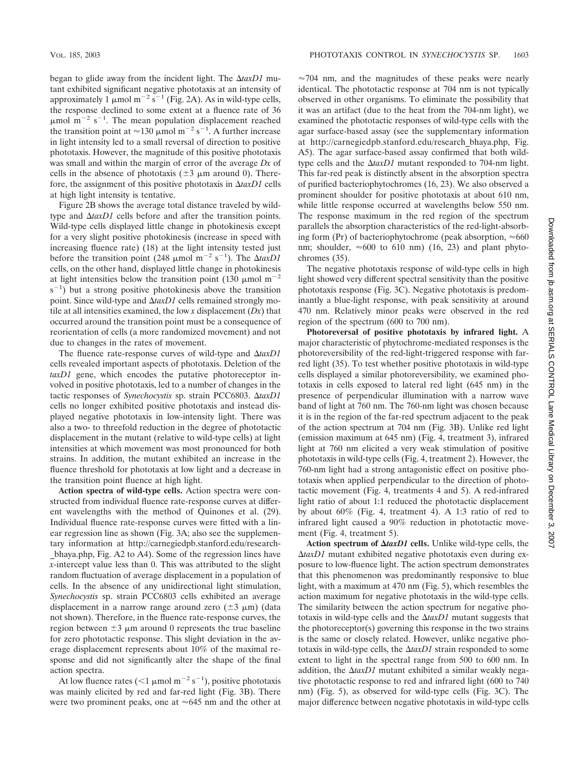began to glide away from the incident light. The Δ*taxD1* mutant exhibited significant negative phototaxis at an intensity of approximately 1 μmol $m^{-2}$ $s^{-1}$ (Fig. 2A). As in wild-type cells, the response declined to some extent at a fluence rate of 36 μmol $m^{-2}$ $s^{-1}$. The mean population displacement reached the transition point at ≈130 μmol $m^{-2}$ $s^{-1}$. A further increase in light intensity led to a small reversal of direction to positive phototaxis. However, the magnitude of this positive phototaxis was small and within the margin of error of the average *Dx* of cells in the absence of phototaxis (±3 μm around 0). Therefore, the assignment of this positive phototaxis in Δ*taxD1* cells at high light intensity is tentative.

Figure 2B shows the average total distance traveled by wild-type and Δ*taxD1* cells before and after the transition points. Wild-type cells displayed little change in photokinesis except for a very slight positive photokinesis (increase in speed with increasing fluence rate) (18) at the light intensity tested just before the transition point (248 μmol $m^{-2}$ $s^{-1}$). The Δ*taxD1* cells, on the other hand, displayed little change in photokinesis at light intensities below the transition point (130 μmol $m^{-2}$ $s^{-1}$) but a strong positive photokinesis above the transition point. Since wild-type and Δ*taxD1* cells remained strongly motile at all intensities examined, the low *x* displacement (*Dx*) that occurred around the transition point must be a consequence of reorientation of cells (a more randomized movement) and not due to changes in the rates of movement.

The fluence rate-response curves of wild-type and Δ*taxD1* cells revealed important aspects of phototaxis. Deletion of the *taxD1* gene, which encodes the putative photoreceptor involved in positive phototaxis, led to a number of changes in the tactic responses of *Synechocystis* sp. strain PCC6803. Δ*taxD1* cells no longer exhibited positive phototaxis and instead displayed negative phototaxis in low-intensity light. There was also a two- to threefold reduction in the degree of phototactic displacement in the mutant (relative to wild-type cells) at light intensities at which movement was most pronounced for both strains. In addition, the mutant exhibited an increase in the fluence threshold for phototaxis at low light and a decrease in the transition point fluence at high light.

**Action spectra of wild-type cells.** Action spectra were constructed from individual fluence rate-response curves at different wavelengths with the method of Quinones et al. (29). Individual fluence rate-response curves were fitted with a linear regression line as shown (Fig. 3A; also see the supplementary information at http://carnegiedpb.stanford.edu/research_bhaya.php, Fig. A2 to A4). Some of the regression lines have *x*-intercept value less than 0. This was attributed to the slight random fluctuation of average displacement in a population of cells. In the absence of any unidirectional light stimulation, *Synechocystis* sp. strain PCC6803 cells exhibited an average displacement in a narrow range around zero (±3 μm) (data not shown). Therefore, in the fluence rate-response curves, the region between ±3 μm around 0 represents the true baseline for zero phototactic response. This slight deviation in the average displacement represents about 10% of the maximal response and did not significantly alter the shape of the final action spectra.

At low fluence rates (<1 μmol $m^{-2}$ $s^{-1}$), positive phototaxis was mainly elicited by red and far-red light (Fig. 3B). There were two prominent peaks, one at ≈645 nm and the other at ≈704 nm, and the magnitudes of these peaks were nearly identical. The phototactic response at 704 nm is not typically observed in other organisms. To eliminate the possibility that it was an artifact (due to the heat from the 704-nm light), we examined the phototactic responses of wild-type cells with the agar surface-based assay (see the supplementary information at http://carnegiedpb.stanford.edu/research_bhaya.php, Fig. A5). The agar surface-based assay confirmed that both wild-type cells and the Δ*taxD1* mutant responded to 704-nm light. This far-red peak is distinctly absent in the absorption spectra of purified bacteriophytochromes (16, 23). We also observed a prominent shoulder for positive phototaxis at about 610 nm, while little response occurred at wavelengths below 550 nm. The response maximum in the red region of the spectrum parallels the absorption characteristics of the red-light-absorbing form (Pr) of bacteriophytochrome (peak absorption, ≈660 nm; shoulder, ≈600 to 610 nm) (16, 23) and plant phytochromes (35).

The negative phototaxis response of wild-type cells in high light showed very different spectral sensitivity than the positive phototaxis response (Fig. 3C). Negative phototaxis is predominantly a blue-light response, with peak sensitivity at around 470 nm. Relatively minor peaks were observed in the red region of the spectrum (600 to 700 nm).

**Photoreversal of positive phototaxis by infrared light.** A major characteristic of phytochrome-mediated responses is the photoreversibility of the red-light-triggered response with far-red light (35). To test whether positive phototaxis in wild-type cells displayed a similar photoreversibility, we examined phototaxis in cells exposed to lateral red light (645 nm) in the presence of perpendicular illumination with a narrow wave band of light at 760 nm. The 760-nm light was chosen because it is in the region of the far-red spectrum adjacent to the peak of the action spectrum at 704 nm (Fig. 3B). Unlike red light (emission maximum at 645 nm) (Fig. 4, treatment 3), infrared light at 760 nm elicited a very weak stimulation of positive phototaxis in wild-type cells (Fig. 4, treatment 2). However, the 760-nm light had a strong antagonistic effect on positive phototaxis when applied perpendicular to the direction of phototactic movement (Fig. 4, treatments 4 and 5). A red-infrared light ratio of about 1:1 reduced the phototactic displacement by about 60% (Fig. 4, treatment 4). A 1:3 ratio of red to infrared light caused a 90% reduction in phototactic movement (Fig. 4, treatment 5).

**Action spectrum of Δ*taxD1* cells.** Unlike wild-type cells, the Δ*taxD1* mutant exhibited negative phototaxis even during exposure to low-fluence light. The action spectrum demonstrates that this phenomenon was predominantly responsive to blue light, with a maximum at 470 nm (Fig. 5), which resembles the action maximum for negative phototaxis in the wild-type cells. The similarity between the action spectrum for negative phototaxis in wild-type cells and the Δ*taxD1* mutant suggests that the photoreceptor(s) governing this response in the two strains is the same or closely related. However, unlike negative phototaxis in wild-type cells, the Δ*taxD1* strain responded to some extent to light in the spectral range from 500 to 600 nm. In addition, the Δ*taxD1* mutant exhibited a similar weakly negative phototactic response to red and infrared light (600 to 740 nm) (Fig. 5), as observed for wild-type cells (Fig. 3C). The major difference between negative phototaxis in wild-type cells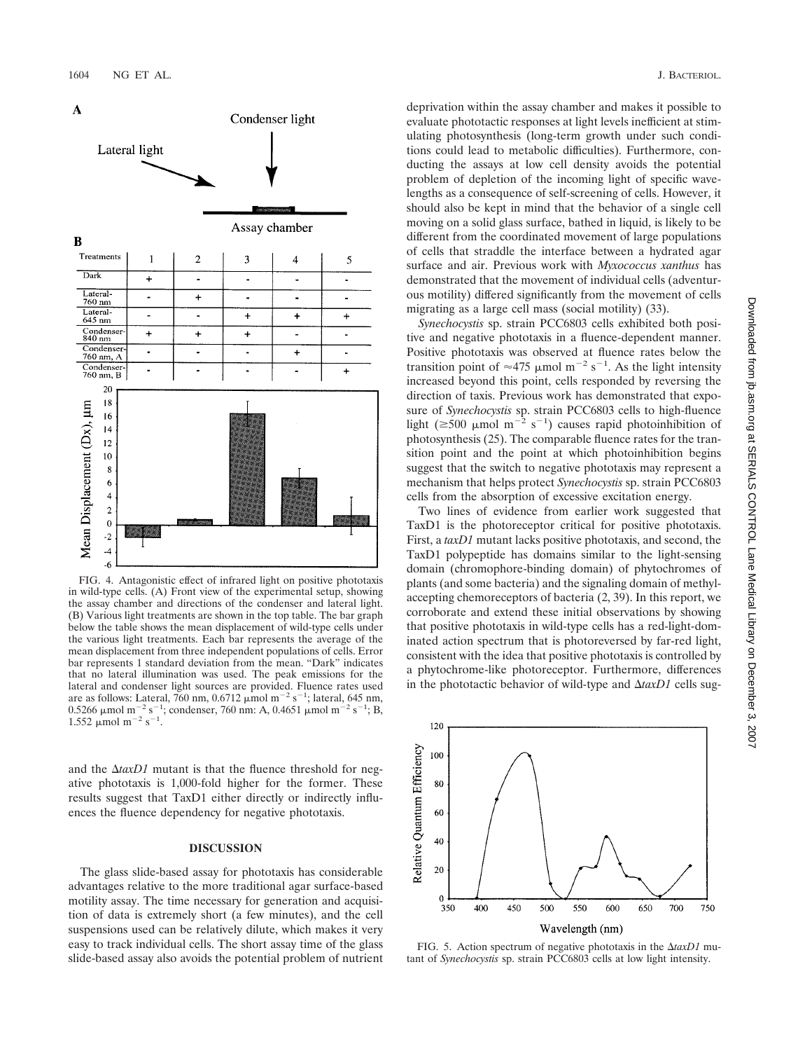A

B

| Treatments | 1 | 2 | 3 | 4 | 5 |
|---|---|---|---|---|---|
| Dark | + | - | - | - | - |
| Lateral-760 nm | - | + | - | - | - |
| Lateral-645 nm | - | - | + | + | + |
| Condenser-840 nm | + | + | + | - | - |
| Condenser-760 nm, A | - | - | - | + | - |
| Condenser-760 nm, B | - | - | - | - | + |

FIG. 4. Antagonistic effect of infrared light on positive phototaxis in wild-type cells. (A) Front view of the experimental setup, showing the assay chamber and directions of the condenser and lateral light. (B) Various light treatments are shown in the top table. The bar graph below the table shows the mean displacement of wild-type cells under the various light treatments. Each bar represents the average of the mean displacement from three independent populations of cells. Error bar represents 1 standard deviation from the mean. "Dark" indicates that no lateral illumination was used. The peak emissions for the lateral and condenser light sources are provided. Fluence rates used are as follows: Lateral, 760 nm, 0.6712 μmol $m^{-2}$ $s^{-1}$; lateral, 645 nm, 0.5266 μmol $m^{-2}$ $s^{-1}$; condenser, 760 nm: A, 0.4651 μmol $m^{-2}$ $s^{-1}$; B, 1.552 μmol $m^{-2}$ $s^{-1}$.

and the Δ*taxD1* mutant is that the fluence threshold for negative phototaxis is 1,000-fold higher for the former. These results suggest that TaxD1 either directly or indirectly influences the fluence dependency for negative phototaxis.

## DISCUSSION

The glass slide-based assay for phototaxis has considerable advantages relative to the more traditional agar surface-based motility assay. The time necessary for generation and acquisition of data is extremely short (a few minutes), and the cell suspensions used can be relatively dilute, which makes it very easy to track individual cells. The short assay time of the glass slide-based assay also avoids the potential problem of nutrient deprivation within the assay chamber and makes it possible to evaluate phototactic responses at light levels inefficient at stimulating photosynthesis (long-term growth under such conditions could lead to metabolic difficulties). Furthermore, conducting the assays at low cell density avoids the potential problem of depletion of the incoming light of specific wavelengths as a consequence of self-screening of cells. However, it should also be kept in mind that the behavior of a single cell moving on a solid glass surface, bathed in liquid, is likely to be different from the coordinated movement of large populations of cells that straddle the interface between a hydrated agar surface and air. Previous work with *Myxococcus xanthus* has demonstrated that the movement of individual cells (adventurous motility) differed significantly from the movement of cells migrating as a large cell mass (social motility) (33).

*Synechocystis* sp. strain PCC6803 cells exhibited both positive and negative phototaxis in a fluence-dependent manner. Positive phototaxis was observed at fluence rates below the transition point of ≈475 μmol $m^{-2}$ $s^{-1}$. As the light intensity increased beyond this point, cells responded by reversing the direction of taxis. Previous work has demonstrated that exposure of *Synechocystis* sp. strain PCC6803 cells to high-fluence light (≥500 μmol $m^{-2}$ $s^{-1}$) causes rapid photoinhibition of photosynthesis (25). The comparable fluence rates for the transition point and the point at which photoinhibition begins suggest that the switch to negative phototaxis may represent a mechanism that helps protect *Synechocystis* sp. strain PCC6803 cells from the absorption of excessive excitation energy.

Two lines of evidence from earlier work suggested that TaxD1 is the photoreceptor critical for positive phototaxis. First, a *taxD1* mutant lacks positive phototaxis, and second, the TaxD1 polypeptide has domains similar to the light-sensing domain (chromophore-binding domain) of phytochromes of plants (and some bacteria) and the signaling domain of methyl-accepting chemoreceptors of bacteria (2, 39). In this report, we corroborate and extend these initial observations by showing that positive phototaxis in wild-type cells has a red-light-dominated action spectrum that is photoreversed by far-red light, consistent with the idea that positive phototaxis is controlled by a phytochrome-like photoreceptor. Furthermore, differences in the phototactic behavior of wild-type and Δ*taxD1* cells sug-

FIG. 5. Action spectrum of negative phototaxis in the Δ*taxD1* mutant of *Synechocystis* sp. strain PCC6803 cells at low light intensity.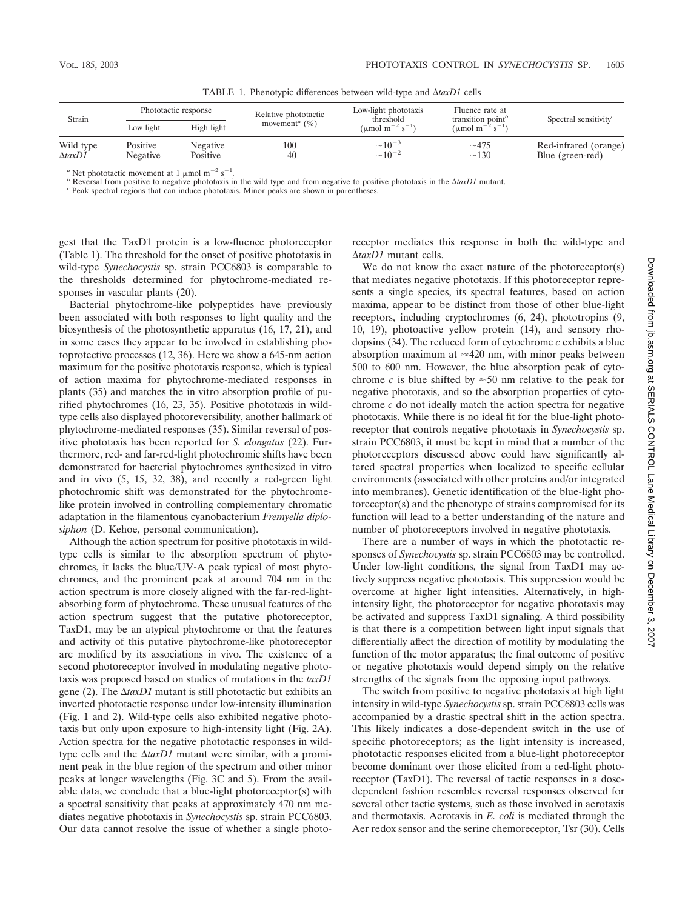TABLE 1. Phenotypic differences between wild-type and Δ*taxD1* cells

| Strain | Phototactic response | | Relative phototactic movement[a] (%) | Low-light phototaxis threshold ($\mu$mol m$^{-2}$ s$^{-1}$) | Fluence rate at transition point[b] ($\mu$mol m$^{-2}$ s$^{-1}$) | Spectral sensitivity[c] |
|---|---|---|---|---|---|---|
| | Low light | High light | | | | |
| Wild type | Positive | Negative | 100 | $\sim10^{-3}$ | ~475 | Red-infrared (orange) |
| Δ*taxD1* | Negative | Positive | 40 | $\sim10^{-2}$ | ~130 | Blue (green-red) |

[a] Net phototactic movement at 1 $\mu$mol m$^{-2}$ s$^{-1}$.

[b] Reversal from positive to negative phototaxis in the wild type and from negative to positive phototaxis in the Δ*taxD1* mutant.

[c] Peak spectral regions that can induce phototaxis. Minor peaks are shown in parentheses.

gest that the TaxD1 protein is a low-fluence photoreceptor (Table 1). The threshold for the onset of positive phototaxis in wild-type *Synechocystis* sp. strain PCC6803 is comparable to the thresholds determined for phytochrome-mediated responses in vascular plants (20).

Bacterial phytochrome-like polypeptides have previously been associated with both responses to light quality and the biosynthesis of the photosynthetic apparatus (16, 17, 21), and in some cases they appear to be involved in establishing photoprotective processes (12, 36). Here we show a 645-nm action maximum for the positive phototaxis response, which is typical of action maxima for phytochrome-mediated responses in plants (35) and matches the in vitro absorption profile of purified phytochromes (16, 23, 35). Positive phototaxis in wild-type cells also displayed photoreversibility, another hallmark of phytochrome-mediated responses (35). Similar reversal of positive phototaxis has been reported for *S. elongatus* (22). Furthermore, red- and far-red-light photochromic shifts have been demonstrated for bacterial phytochromes synthesized in vitro and in vivo (5, 15, 32, 38), and recently a red-green light photochromic shift was demonstrated for the phytochrome-like protein involved in controlling complementary chromatic adaptation in the filamentous cyanobacterium *Fremyella diplosiphon* (D. Kehoe, personal communication).

Although the action spectrum for positive phototaxis in wild-type cells is similar to the absorption spectrum of phytochromes, it lacks the blue/UV-A peak typical of most phytochromes, and the prominent peak at around 704 nm in the action spectrum is more closely aligned with the far-red-light-absorbing form of phytochrome. These unusual features of the action spectrum suggest that the putative photoreceptor, TaxD1, may be an atypical phytochrome or that the features and activity of this putative phytochrome-like photoreceptor are modified by its associations in vivo. The existence of a second photoreceptor involved in modulating negative phototaxis was proposed based on studies of mutations in the *taxD1* gene (2). The Δ*taxD1* mutant is still phototactic but exhibits an inverted phototactic response under low-intensity illumination (Fig. 1 and 2). Wild-type cells also exhibited negative phototaxis but only upon exposure to high-intensity light (Fig. 2A). Action spectra for the negative phototactic responses in wild-type cells and the Δ*taxD1* mutant were similar, with a prominent peak in the blue region of the spectrum and other minor peaks at longer wavelengths (Fig. 3C and 5). From the available data, we conclude that a blue-light photoreceptor(s) with a spectral sensitivity that peaks at approximately 470 nm mediates negative phototaxis in *Synechocystis* sp. strain PCC6803. Our data cannot resolve the issue of whether a single photoreceptor mediates this response in both the wild-type and Δ*taxD1* mutant cells.

We do not know the exact nature of the photoreceptor(s) that mediates negative phototaxis. If this photoreceptor represents a single species, its spectral features, based on action maxima, appear to be distinct from those of other blue-light receptors, including cryptochromes (6, 24), phototropins (9, 10, 19), photoactive yellow protein (14), and sensory rhodopsins (34). The reduced form of cytochrome *c* exhibits a blue absorption maximum at ≈420 nm, with minor peaks between 500 to 600 nm. However, the blue absorption peak of cytochrome *c* is blue shifted by ≈50 nm relative to the peak for negative phototaxis, and so the absorption properties of cytochrome *c* do not ideally match the action spectra for negative phototaxis. While there is no ideal fit for the blue-light photoreceptor that controls negative phototaxis in *Synechocystis* sp. strain PCC6803, it must be kept in mind that a number of the photoreceptors discussed above could have significantly altered spectral properties when localized to specific cellular environments (associated with other proteins and/or integrated into membranes). Genetic identification of the blue-light photoreceptor(s) and the phenotype of strains compromised for its function will lead to a better understanding of the nature and number of photoreceptors involved in negative phototaxis.

There are a number of ways in which the phototactic responses of *Synechocystis* sp. strain PCC6803 may be controlled. Under low-light conditions, the signal from TaxD1 may actively suppress negative phototaxis. This suppression would be overcome at higher light intensities. Alternatively, in high-intensity light, the photoreceptor for negative phototaxis may be activated and suppress TaxD1 signaling. A third possibility is that there is a competition between light input signals that differentially affect the direction of motility by modulating the function of the motor apparatus; the final outcome of positive or negative phototaxis would depend simply on the relative strengths of the signals from the opposing input pathways.

The switch from positive to negative phototaxis at high light intensity in wild-type *Synechocystis* sp. strain PCC6803 cells was accompanied by a drastic spectral shift in the action spectra. This likely indicates a dose-dependent switch in the use of specific photoreceptors; as the light intensity is increased, phototactic responses elicited from a blue-light photoreceptor become dominant over those elicited from a red-light photoreceptor (TaxD1). The reversal of tactic responses in a dose-dependent fashion resembles reversal responses observed for several other tactic systems, such as those involved in aerotaxis and thermotaxis. Aerotaxis in *E. coli* is mediated through the Aer redox sensor and the serine chemoreceptor, Tsr (30). Cells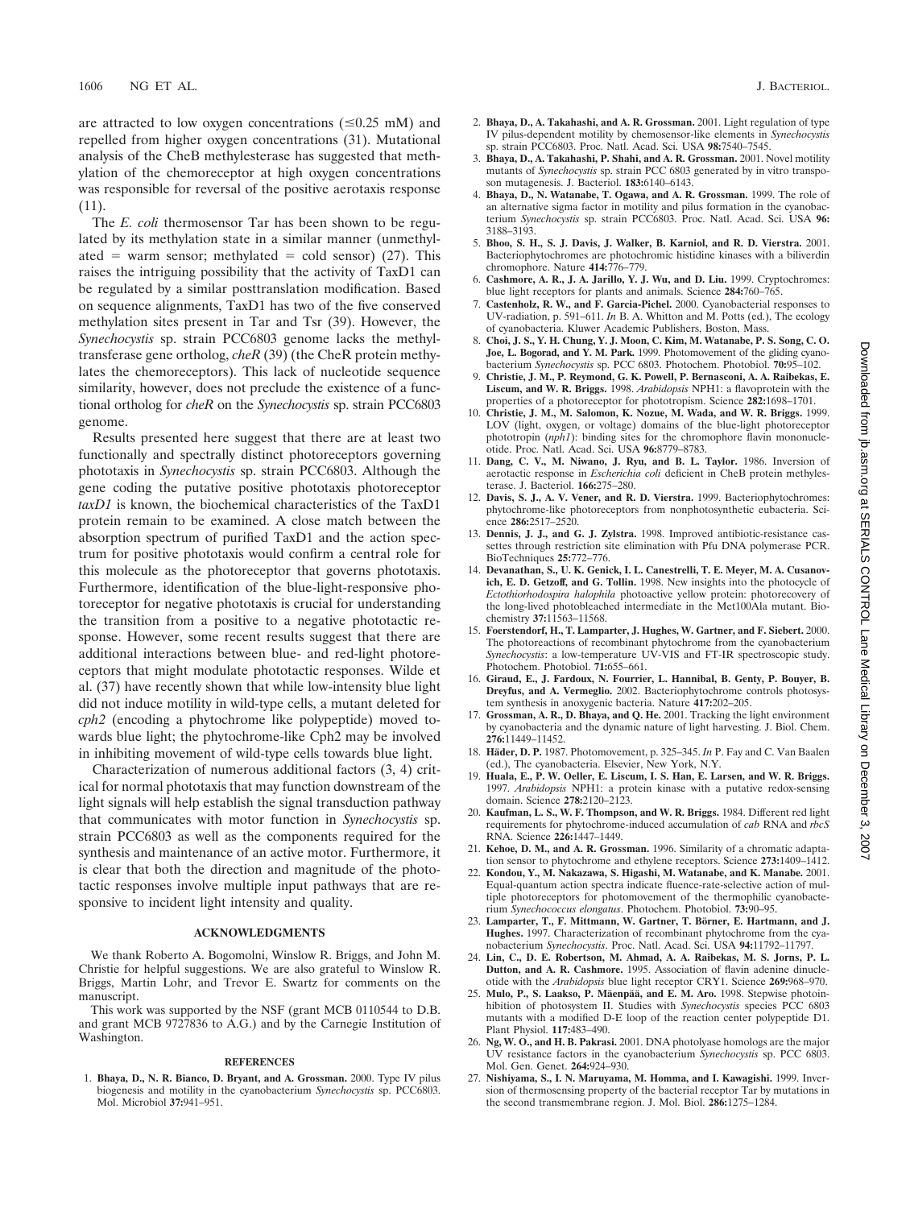are attracted to low oxygen concentrations (≤0.25 mM) and repelled from higher oxygen concentrations (31). Mutational analysis of the CheB methylesterase has suggested that methylation of the chemoreceptor at high oxygen concentrations was responsible for reversal of the positive aerotaxis response (11).

The *E. coli* thermosensor Tar has been shown to be regulated by its methylation state in a similar manner (unmethylated = warm sensor; methylated = cold sensor) (27). This raises the intriguing possibility that the activity of TaxD1 can be regulated by a similar posttranslation modification. Based on sequence alignments, TaxD1 has two of the five conserved methylation sites present in Tar and Tsr (39). However, the *Synechocystis* sp. strain PCC6803 genome lacks the methyltransferase gene ortholog, *cheR* (39) (the CheR protein methylates the chemoreceptors). This lack of nucleotide sequence similarity, however, does not preclude the existence of a functional ortholog for *cheR* on the *Synechocystis* sp. strain PCC6803 genome.

Results presented here suggest that there are at least two functionally and spectrally distinct photoreceptors governing phototaxis in *Synechocystis* sp. strain PCC6803. Although the gene coding the putative positive phototaxis photoreceptor *taxD1* is known, the biochemical characteristics of the TaxD1 protein remain to be examined. A close match between the absorption spectrum of purified TaxD1 and the action spectrum for positive phototaxis would confirm a central role for this molecule as the photoreceptor that governs phototaxis. Furthermore, identification of the blue-light-responsive photoreceptor for negative phototaxis is crucial for understanding the transition from a positive to a negative phototactic response. However, some recent results suggest that there are additional interactions between blue- and red-light photoreceptors that might modulate phototactic responses. Wilde et al. (37) have recently shown that while low-intensity blue light did not induce motility in wild-type cells, a mutant deleted for *cph2* (encoding a phytochrome like polypeptide) moved towards blue light; the phytochrome-like Cph2 may be involved in inhibiting movement of wild-type cells towards blue light.

Characterization of numerous additional factors (3, 4) critical for normal phototaxis that may function downstream of the light signals will help establish the signal transduction pathway that communicates with motor function in *Synechocystis* sp. strain PCC6803 as well as the components required for the synthesis and maintenance of an active motor. Furthermore, it is clear that both the direction and magnitude of the phototactic responses involve multiple input pathways that are responsive to incident light intensity and quality.

## ACKNOWLEDGMENTS

We thank Roberto A. Bogomolni, Winslow R. Briggs, and John M. Christie for helpful suggestions. We are also grateful to Winslow R. Briggs, Martin Lohr, and Trevor E. Swartz for comments on the manuscript.

This work was supported by the NSF (grant MCB 0110544 to D.B. and grant MCB 9727836 to A.G.) and by the Carnegie Institution of Washington.

## REFERENCES

1. **Bhaya, D., N. R. Bianco, D. Bryant, and A. Grossman.** 2000. Type IV pilus biogenesis and motility in the cyanobacterium *Synechocystis* sp. PCC6803. Mol. Microbiol **37:**941–951.
2. **Bhaya, D., A. Takahashi, and A. R. Grossman.** 2001. Light regulation of type IV pilus-dependent motility by chemosensor-like elements in *Synechocystis* sp. strain PCC6803. Proc. Natl. Acad. Sci. USA **98:**7540–7545.
3. **Bhaya, D., A. Takahashi, P. Shahi, and A. R. Grossman.** 2001. Novel motility mutants of *Synechocystis* sp. strain PCC 6803 generated by in vitro transposon mutagenesis. J. Bacteriol. **183:**6140–6143.
4. **Bhaya, D., N. Watanabe, T. Ogawa, and A. R. Grossman.** 1999. The role of an alternative sigma factor in motility and pilus formation in the cyanobacterium *Synechocystis* sp. strain PCC6803. Proc. Natl. Acad. Sci. USA **96:** 3188–3193.
5. **Bhoo, S. H., S. J. Davis, J. Walker, B. Karniol, and R. D. Vierstra.** 2001. Bacteriophytochromes are photochromic histidine kinases with a biliverdin chromophore. Nature **414:**776–779.
6. **Cashmore, A. R., J. A. Jarillo, Y. J. Wu, and D. Liu.** 1999. Cryptochromes: blue light receptors for plants and animals. Science **284:**760–765.
7. **Castenholz, R. W., and F. Garcia-Pichel.** 2000. Cyanobacterial responses to UV-radiation, p. 591–611. *In* B. A. Whitton and M. Potts (ed.), The ecology of cyanobacteria. Kluwer Academic Publishers, Boston, Mass.
8. **Choi, J. S., Y. H. Chung, Y. J. Moon, C. Kim, M. Watanabe, P. S. Song, C. O. Joe, L. Bogorad, and Y. M. Park.** 1999. Photomovement of the gliding cyanobacterium *Synechocystis* sp. PCC 6803. Photochem. Photobiol. **70:**95–102.
9. **Christie, J. M., P. Reymond, G. K. Powell, P. Bernasconi, A. A. Raibekas, E. Liscum, and W. R. Briggs.** 1998. *Arabidopsis* NPH1: a flavoprotein with the properties of a photoreceptor for phototropism. Science **282:**1698–1701.
10. **Christie, J. M., M. Salomon, K. Nozue, M. Wada, and W. R. Briggs.** 1999. LOV (light, oxygen, or voltage) domains of the blue-light photoreceptor phototropin (*nph1*): binding sites for the chromophore flavin mononucleotide. Proc. Natl. Acad. Sci. USA **96:**8779–8783.
11. **Dang, C. V., M. Niwano, J. Ryu, and B. L. Taylor.** 1986. Inversion of aerotactic response in *Escherichia coli* deficient in CheB protein methylesterase. J. Bacteriol. **166:**275–280.
12. **Davis, S. J., A. V. Vener, and R. D. Vierstra.** 1999. Bacteriophytochromes: phytochrome-like photoreceptors from nonphotosynthetic eubacteria. Science **286:**2517–2520.
13. **Dennis, J. J., and G. J. Zylstra.** 1998. Improved antibiotic-resistance cassettes through restriction site elimination with Pfu DNA polymerase PCR. BioTechniques **25:**772–776.
14. **Devanathan, S., U. K. Genick, I. L. Canestrelli, T. E. Meyer, M. A. Cusanovich, E. D. Getzoff, and G. Tollin.** 1998. New insights into the photocycle of *Ectothiorhodospira halophila* photoactive yellow protein: photorecovery of the long-lived photobleached intermediate in the Met100Ala mutant. Biochemistry **37:**11563–11568.
15. **Foerstendorf, H., T. Lamparter, J. Hughes, W. Gartner, and F. Siebert.** 2000. The photoreactions of recombinant phytochrome from the cyanobacterium *Synechocystis*: a low-temperature UV-VIS and FT-IR spectroscopic study. Photochem. Photobiol. **71:**655–661.
16. **Giraud, E., J. Fardoux, N. Fourrier, L. Hannibal, B. Genty, P. Bouyer, B. Dreyfus, and A. Vermeglio.** 2002. Bacteriophytochrome controls photosystem synthesis in anoxygenic bacteria. Nature **417:**202–205.
17. **Grossman, A. R., D. Bhaya, and Q. He.** 2001. Tracking the light environment by cyanobacteria and the dynamic nature of light harvesting. J. Biol. Chem. **276:**11449–11452.
18. **Häder, D. P.** 1987. Photomovement, p. 325–345. *In* P. Fay and C. Van Baalen (ed.), The cyanobacteria. Elsevier, New York, N.Y.
19. **Huala, E., P. W. Oeller, E. Liscum, I. S. Han, E. Larsen, and W. R. Briggs.** 1997. *Arabidopsis* NPH1: a protein kinase with a putative redox-sensing domain. Science **278:**2120–2123.
20. **Kaufman, L. S., W. F. Thompson, and W. R. Briggs.** 1984. Different red light requirements for phytochrome-induced accumulation of *cab* RNA and *rbcS* RNA. Science **226:**1447–1449.
21. **Kehoe, D. M., and A. R. Grossman.** 1996. Similarity of a chromatic adaptation sensor to phytochrome and ethylene receptors. Science **273:**1409–1412.
22. **Kondou, Y., M. Nakazawa, S. Higashi, M. Watanabe, and K. Manabe.** 2001. Equal-quantum action spectra indicate fluence-rate-selective action of multiple photoreceptors for photomovement of the thermophilic cyanobacterium *Synechococcus elongatus*. Photochem. Photobiol. **73:**90–95.
23. **Lamparter, T., F. Mittmann, W. Gartner, T. Börner, E. Hartmann, and J. Hughes.** 1997. Characterization of recombinant phytochrome from the cyanobacterium *Synechocystis*. Proc. Natl. Acad. Sci. USA **94:**11792–11797.
24. **Lin, C., D. E. Robertson, M. Ahmad, A. A. Raibekas, M. S. Jorns, P. L. Dutton, and A. R. Cashmore.** 1995. Association of flavin adenine dinucleotide with the *Arabidopsis* blue light receptor CRY1. Science **269:**968–970.
25. **Mulo, P., S. Laakso, P. Mäenpää, and E. M. Aro.** 1998. Stepwise photoinhibition of photosystem II. Studies with *Synechocystis* species PCC 6803 mutants with a modified D-E loop of the reaction center polypeptide D1. Plant Physiol. **117:**483–490.
26. **Ng, W. O., and H. B. Pakrasi.** 2001. DNA photolyase homologs are the major UV resistance factors in the cyanobacterium *Synechocystis* sp. PCC 6803. Mol. Gen. Genet. **264:**924–930.
27. **Nishiyama, S., I. N. Maruyama, M. Homma, and I. Kawagishi.** 1999. Inversion of thermosensing property of the bacterial receptor Tar by mutations in the second transmembrane region. J. Mol. Biol. **286:**1275–1284.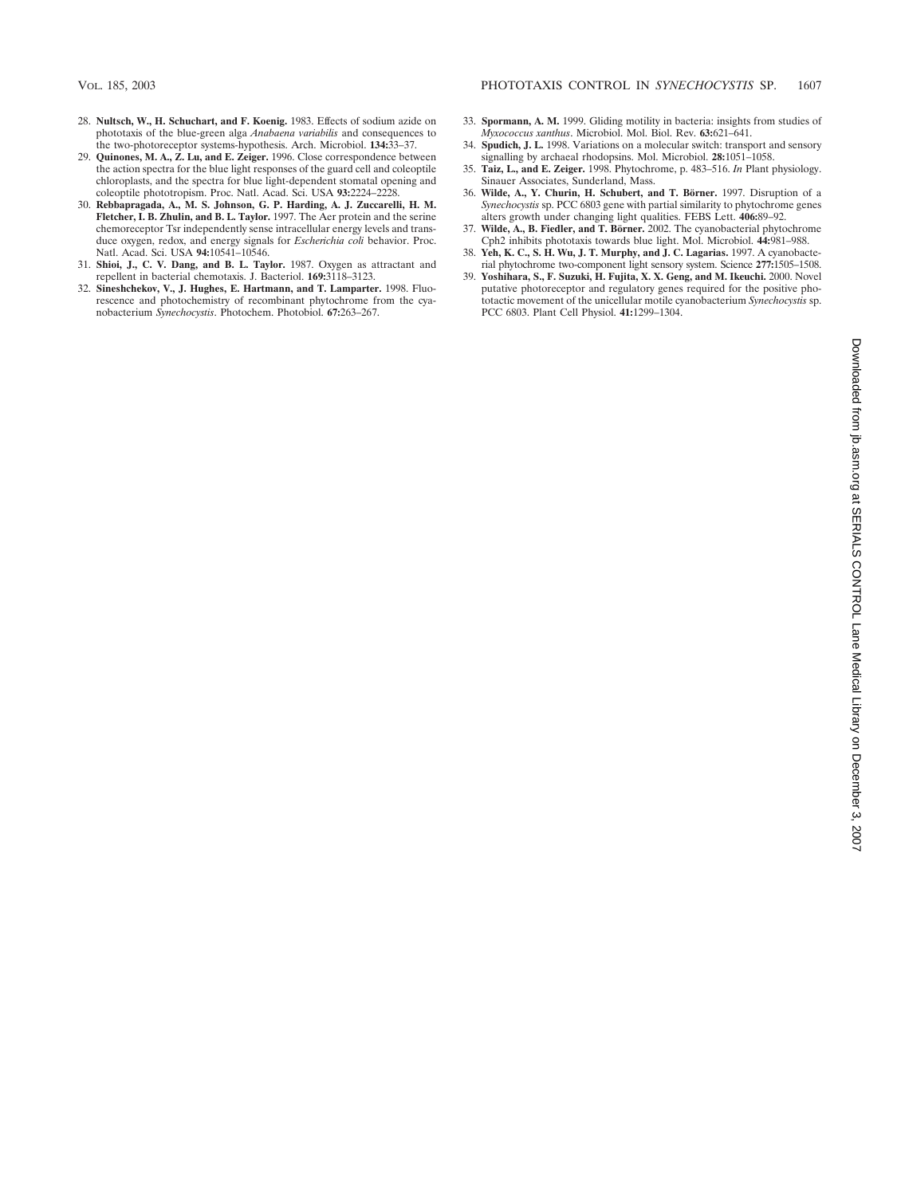28. **Nultsch, W., H. Schuchart, and F. Koenig.** 1983. Effects of sodium azide on phototaxis of the blue-green alga *Anabaena variabilis* and consequences to the two-photoreceptor systems-hypothesis. Arch. Microbiol. **134:**33–37.
29. **Quinones, M. A., Z. Lu, and E. Zeiger.** 1996. Close correspondence between the action spectra for the blue light responses of the guard cell and coleoptile chloroplasts, and the spectra for blue light-dependent stomatal opening and coleoptile phototropism. Proc. Natl. Acad. Sci. USA **93:**2224–2228.
30. **Rebbapragada, A., M. S. Johnson, G. P. Harding, A. J. Zuccarelli, H. M. Fletcher, I. B. Zhulin, and B. L. Taylor.** 1997. The Aer protein and the serine chemoreceptor Tsr independently sense intracellular energy levels and transduce oxygen, redox, and energy signals for *Escherichia coli* behavior. Proc. Natl. Acad. Sci. USA **94:**10541–10546.
31. **Shioi, J., C. V. Dang, and B. L. Taylor.** 1987. Oxygen as attractant and repellent in bacterial chemotaxis. J. Bacteriol. **169:**3118–3123.
32. **Sineshchekov, V., J. Hughes, E. Hartmann, and T. Lamparter.** 1998. Fluorescence and photochemistry of recombinant phytochrome from the cyanobacterium *Synechocystis*. Photochem. Photobiol. **67:**263–267.
33. **Spormann, A. M.** 1999. Gliding motility in bacteria: insights from studies of *Myxococcus xanthus*. Microbiol. Mol. Biol. Rev. **63:**621–641.
34. **Spudich, J. L.** 1998. Variations on a molecular switch: transport and sensory signalling by archaeal rhodopsins. Mol. Microbiol. **28:**1051–1058.
35. **Taiz, L., and E. Zeiger.** 1998. Phytochrome, p. 483–516. *In* Plant physiology. Sinauer Associates, Sunderland, Mass.
36. **Wilde, A., Y. Churin, H. Schubert, and T. Börner.** 1997. Disruption of a *Synechocystis* sp. PCC 6803 gene with partial similarity to phytochrome genes alters growth under changing light qualities. FEBS Lett. **406:**89–92.
37. **Wilde, A., B. Fiedler, and T. Börner.** 2002. The cyanobacterial phytochrome Cph2 inhibits phototaxis towards blue light. Mol. Microbiol. **44:**981–988.
38. **Yeh, K. C., S. H. Wu, J. T. Murphy, and J. C. Lagarias.** 1997. A cyanobacterial phytochrome two-component light sensory system. Science **277:**1505–1508.
39. **Yoshihara, S., F. Suzuki, H. Fujita, X. X. Geng, and M. Ikeuchi.** 2000. Novel putative photoreceptor and regulatory genes required for the positive phototactic movement of the unicellular motile cyanobacterium *Synechocystis* sp. PCC 6803. Plant Cell Physiol. **41:**1299–1304.